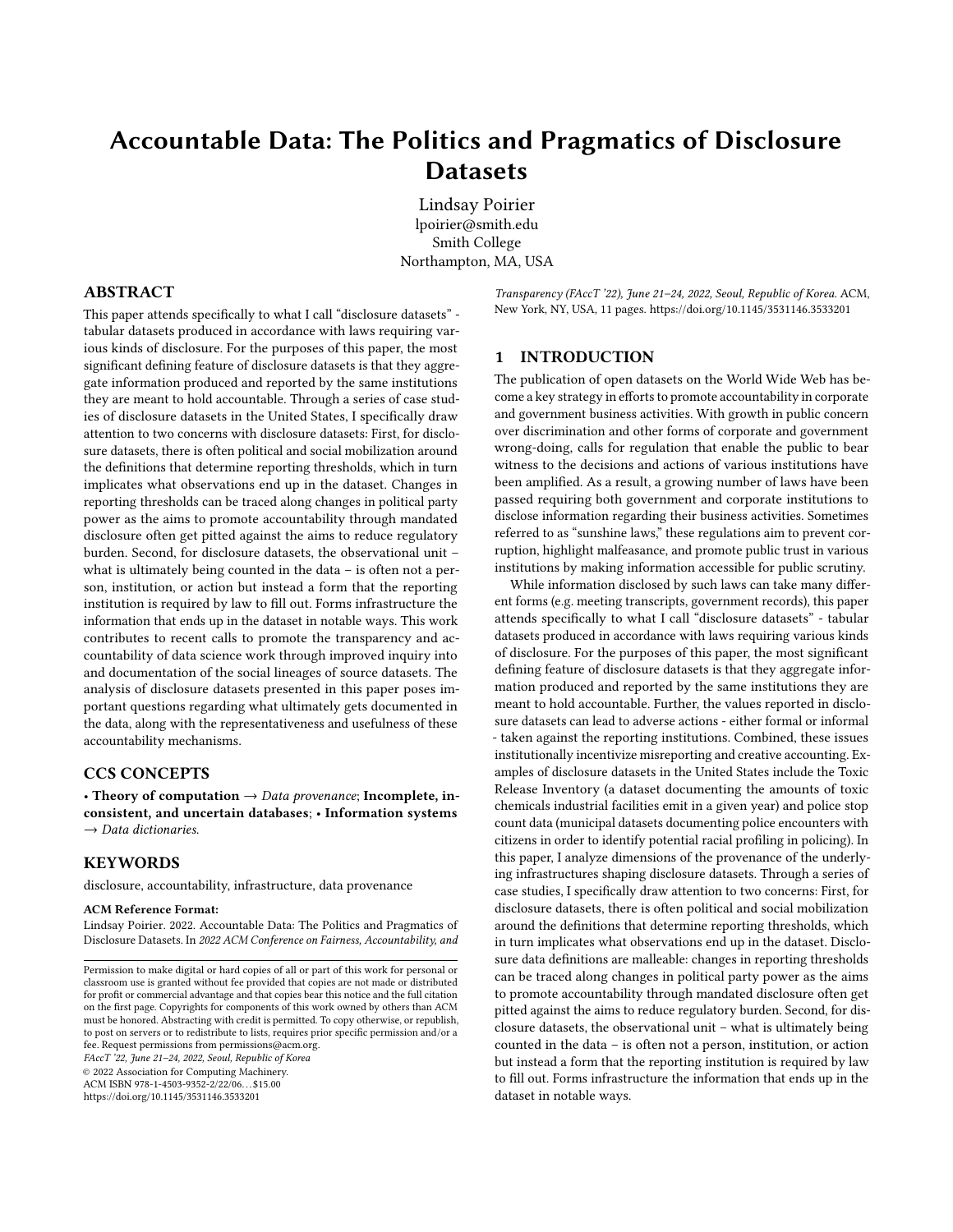# Accountable Data: The Politics and Pragmatics of Disclosure Datasets

Lindsay Poirier
lpoirier@smith.edu
Smith College
Northampton, MA, USA

## ABSTRACT

This paper attends specifically to what I call "disclosure datasets" - tabular datasets produced in accordance with laws requiring various kinds of disclosure. For the purposes of this paper, the most significant defining feature of disclosure datasets is that they aggregate information produced and reported by the same institutions they are meant to hold accountable. Through a series of case studies of disclosure datasets in the United States, I specifically draw attention to two concerns with disclosure datasets: First, for disclosure datasets, there is often political and social mobilization around the definitions that determine reporting thresholds, which in turn implicates what observations end up in the dataset. Changes in reporting thresholds can be traced along changes in political party power as the aims to promote accountability through mandated disclosure often get pitted against the aims to reduce regulatory burden. Second, for disclosure datasets, the observational unit – what is ultimately being counted in the data – is often not a person, institution, or action but instead a form that the reporting institution is required by law to fill out. Forms infrastructure the information that ends up in the dataset in notable ways. This work contributes to recent calls to promote the transparency and accountability of data science work through improved inquiry into and documentation of the social lineages of source datasets. The analysis of disclosure datasets presented in this paper poses important questions regarding what ultimately gets documented in the data, along with the representativeness and usefulness of these accountability mechanisms.

## CCS CONCEPTS

• **Theory of computation** → *Data provenance*; **Incomplete, inconsistent, and uncertain databases**; • **Information systems** → *Data dictionaries*.

## KEYWORDS

disclosure, accountability, infrastructure, data provenance

**ACM Reference Format:**
Lindsay Poirier. 2022. Accountable Data: The Politics and Pragmatics of Disclosure Datasets. In *2022 ACM Conference on Fairness, Accountability, and Transparency (FAccT '22), June 21–24, 2022, Seoul, Republic of Korea.* ACM, New York, NY, USA, 11 pages. https://doi.org/10.1145/3531146.3533201

Permission to make digital or hard copies of all or part of this work for personal or classroom use is granted without fee provided that copies are not made or distributed for profit or commercial advantage and that copies bear this notice and the full citation on the first page. Copyrights for components of this work owned by others than ACM must be honored. Abstracting with credit is permitted. To copy otherwise, or republish, to post on servers or to redistribute to lists, requires prior specific permission and/or a fee. Request permissions from permissions@acm.org.
*FAccT '22, June 21–24, 2022, Seoul, Republic of Korea*
© 2022 Association for Computing Machinery.
ACM ISBN 978-1-4503-9352-2/22/06...$15.00
https://doi.org/10.1145/3531146.3533201

## 1 INTRODUCTION

The publication of open datasets on the World Wide Web has become a key strategy in efforts to promote accountability in corporate and government business activities. With growth in public concern over discrimination and other forms of corporate and government wrong-doing, calls for regulation that enable the public to bear witness to the decisions and actions of various institutions have been amplified. As a result, a growing number of laws have been passed requiring both government and corporate institutions to disclose information regarding their business activities. Sometimes referred to as "sunshine laws," these regulations aim to prevent corruption, highlight malfeasance, and promote public trust in various institutions by making information accessible for public scrutiny.

While information disclosed by such laws can take many different forms (e.g. meeting transcripts, government records), this paper attends specifically to what I call "disclosure datasets" - tabular datasets produced in accordance with laws requiring various kinds of disclosure. For the purposes of this paper, the most significant defining feature of disclosure datasets is that they aggregate information produced and reported by the same institutions they are meant to hold accountable. Further, the values reported in disclosure datasets can lead to adverse actions - either formal or informal - taken against the reporting institutions. Combined, these issues institutionally incentivize misreporting and creative accounting. Examples of disclosure datasets in the United States include the Toxic Release Inventory (a dataset documenting the amounts of toxic chemicals industrial facilities emit in a given year) and police stop count data (municipal datasets documenting police encounters with citizens in order to identify potential racial profiling in policing). In this paper, I analyze dimensions of the provenance of the underlying infrastructures shaping disclosure datasets. Through a series of case studies, I specifically draw attention to two concerns: First, for disclosure datasets, there is often political and social mobilization around the definitions that determine reporting thresholds, which in turn implicates what observations end up in the dataset. Disclosure data definitions are malleable: changes in reporting thresholds can be traced along changes in political party power as the aims to promote accountability through mandated disclosure often get pitted against the aims to reduce regulatory burden. Second, for disclosure datasets, the observational unit – what is ultimately being counted in the data – is often not a person, institution, or action but instead a form that the reporting institution is required by law to fill out. Forms infrastructure the information that ends up in the dataset in notable ways.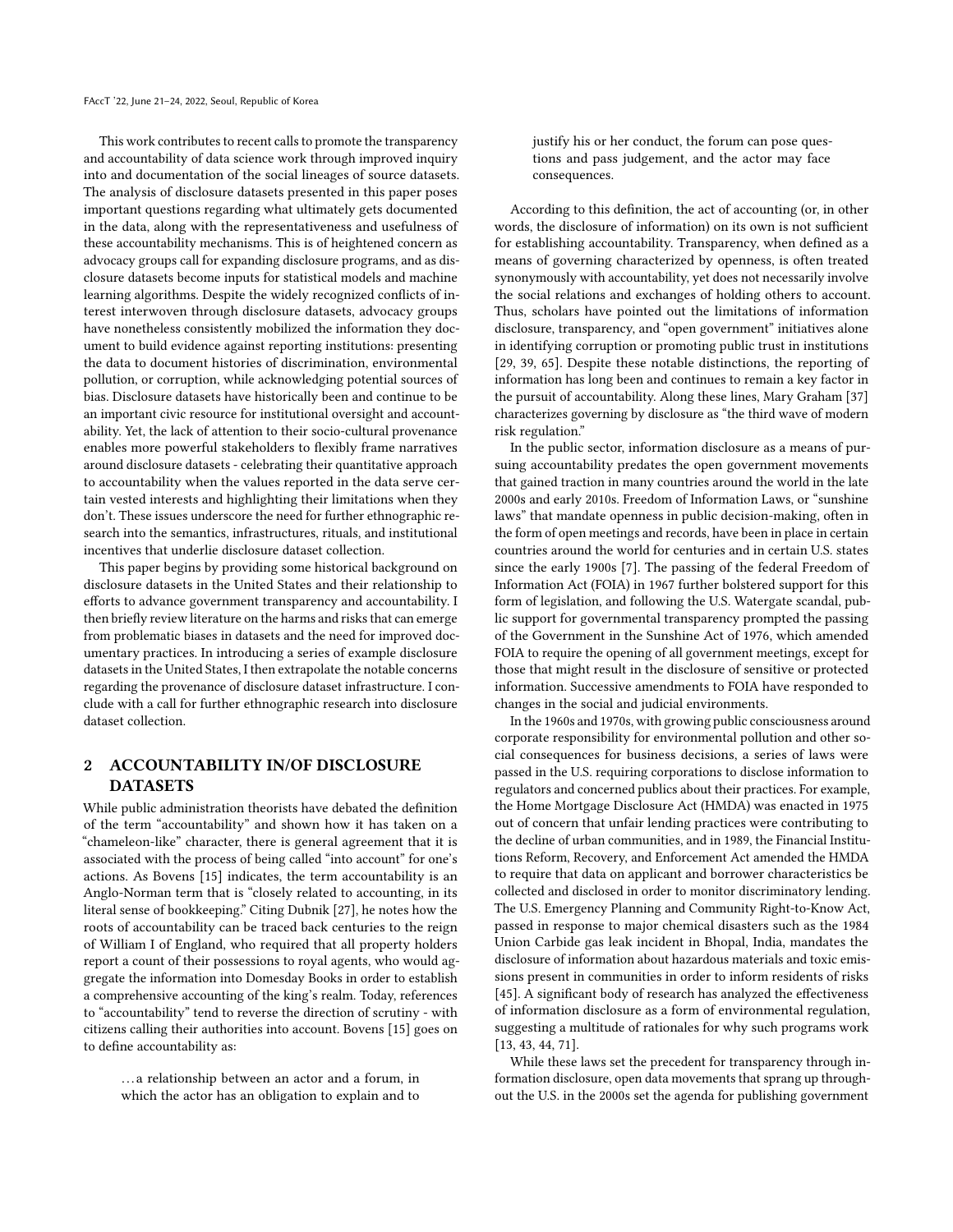This work contributes to recent calls to promote the transparency and accountability of data science work through improved inquiry into and documentation of the social lineages of source datasets. The analysis of disclosure datasets presented in this paper poses important questions regarding what ultimately gets documented in the data, along with the representativeness and usefulness of these accountability mechanisms. This is of heightened concern as advocacy groups call for expanding disclosure programs, and as disclosure datasets become inputs for statistical models and machine learning algorithms. Despite the widely recognized conflicts of interest interwoven through disclosure datasets, advocacy groups have nonetheless consistently mobilized the information they document to build evidence against reporting institutions: presenting the data to document histories of discrimination, environmental pollution, or corruption, while acknowledging potential sources of bias. Disclosure datasets have historically been and continue to be an important civic resource for institutional oversight and accountability. Yet, the lack of attention to their socio-cultural provenance enables more powerful stakeholders to flexibly frame narratives around disclosure datasets - celebrating their quantitative approach to accountability when the values reported in the data serve certain vested interests and highlighting their limitations when they don't. These issues underscore the need for further ethnographic research into the semantics, infrastructures, rituals, and institutional incentives that underlie disclosure dataset collection.

This paper begins by providing some historical background on disclosure datasets in the United States and their relationship to efforts to advance government transparency and accountability. I then briefly review literature on the harms and risks that can emerge from problematic biases in datasets and the need for improved documentary practices. In introducing a series of example disclosure datasets in the United States, I then extrapolate the notable concerns regarding the provenance of disclosure dataset infrastructure. I conclude with a call for further ethnographic research into disclosure dataset collection.

## 2 ACCOUNTABILITY IN/OF DISCLOSURE DATASETS

While public administration theorists have debated the definition of the term "accountability" and shown how it has taken on a "chameleon-like" character, there is general agreement that it is associated with the process of being called "into account" for one's actions. As Bovens [15] indicates, the term accountability is an Anglo-Norman term that is "closely related to accounting, in its literal sense of bookkeeping." Citing Dubnik [27], he notes how the roots of accountability can be traced back centuries to the reign of William I of England, who required that all property holders report a count of their possessions to royal agents, who would aggregate the information into Domesday Books in order to establish a comprehensive accounting of the king's realm. Today, references to "accountability" tend to reverse the direction of scrutiny - with citizens calling their authorities into account. Bovens [15] goes on to define accountability as:

> …a relationship between an actor and a forum, in which the actor has an obligation to explain and to justify his or her conduct, the forum can pose questions and pass judgement, and the actor may face consequences.

According to this definition, the act of accounting (or, in other words, the disclosure of information) on its own is not sufficient for establishing accountability. Transparency, when defined as a means of governing characterized by openness, is often treated synonymously with accountability, yet does not necessarily involve the social relations and exchanges of holding others to account. Thus, scholars have pointed out the limitations of information disclosure, transparency, and "open government" initiatives alone in identifying corruption or promoting public trust in institutions [29, 39, 65]. Despite these notable distinctions, the reporting of information has long been and continues to remain a key factor in the pursuit of accountability. Along these lines, Mary Graham [37] characterizes governing by disclosure as "the third wave of modern risk regulation."

In the public sector, information disclosure as a means of pursuing accountability predates the open government movements that gained traction in many countries around the world in the late 2000s and early 2010s. Freedom of Information Laws, or "sunshine laws" that mandate openness in public decision-making, often in the form of open meetings and records, have been in place in certain countries around the world for centuries and in certain U.S. states since the early 1900s [7]. The passing of the federal Freedom of Information Act (FOIA) in 1967 further bolstered support for this form of legislation, and following the U.S. Watergate scandal, public support for governmental transparency prompted the passing of the Government in the Sunshine Act of 1976, which amended FOIA to require the opening of all government meetings, except for those that might result in the disclosure of sensitive or protected information. Successive amendments to FOIA have responded to changes in the social and judicial environments.

In the 1960s and 1970s, with growing public consciousness around corporate responsibility for environmental pollution and other social consequences for business decisions, a series of laws were passed in the U.S. requiring corporations to disclose information to regulators and concerned publics about their practices. For example, the Home Mortgage Disclosure Act (HMDA) was enacted in 1975 out of concern that unfair lending practices were contributing to the decline of urban communities, and in 1989, the Financial Institutions Reform, Recovery, and Enforcement Act amended the HMDA to require that data on applicant and borrower characteristics be collected and disclosed in order to monitor discriminatory lending. The U.S. Emergency Planning and Community Right-to-Know Act, passed in response to major chemical disasters such as the 1984 Union Carbide gas leak incident in Bhopal, India, mandates the disclosure of information about hazardous materials and toxic emissions present in communities in order to inform residents of risks [45]. A significant body of research has analyzed the effectiveness of information disclosure as a form of environmental regulation, suggesting a multitude of rationales for why such programs work [13, 43, 44, 71].

While these laws set the precedent for transparency through information disclosure, open data movements that sprang up throughout the U.S. in the 2000s set the agenda for publishing government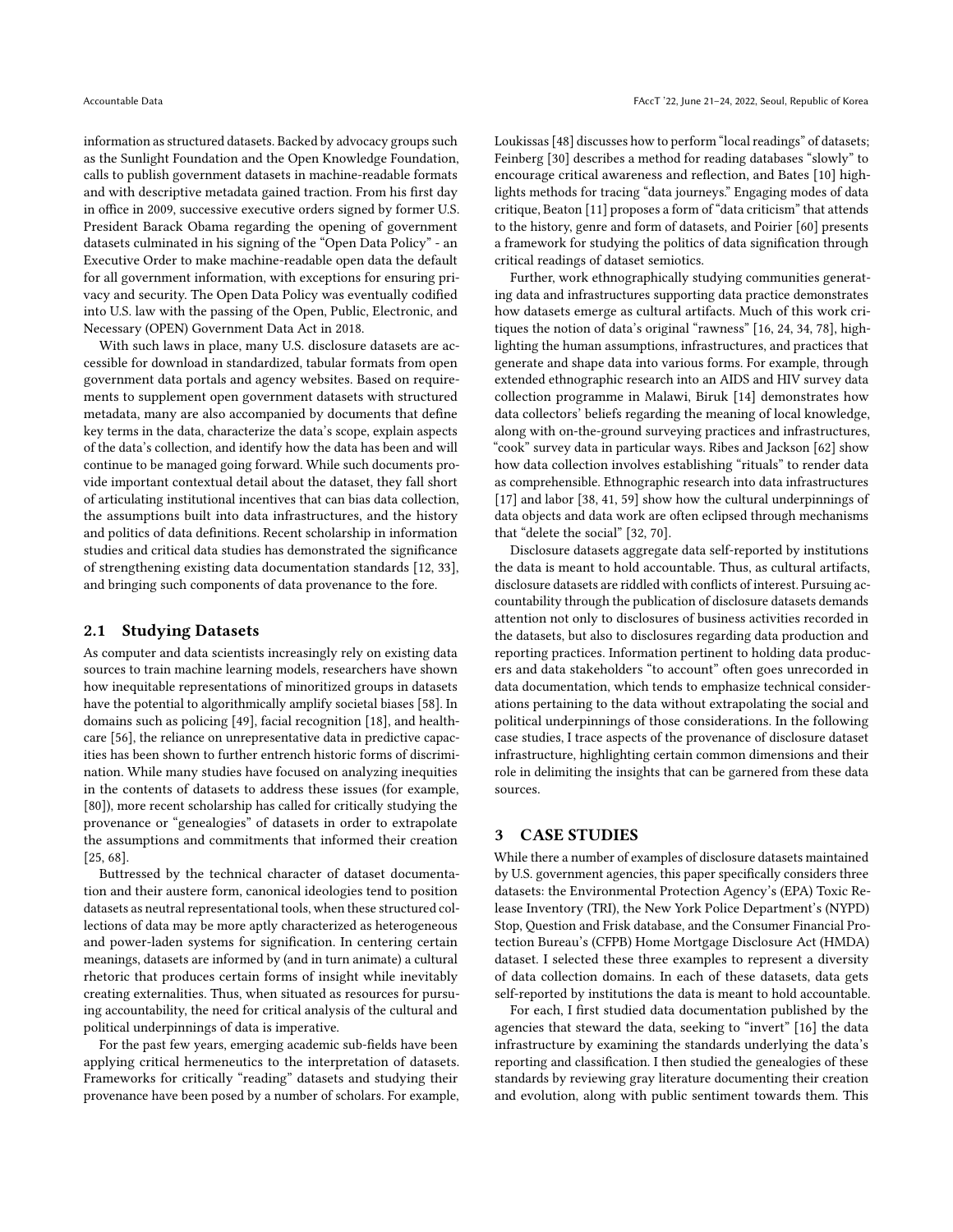information as structured datasets. Backed by advocacy groups such as the Sunlight Foundation and the Open Knowledge Foundation, calls to publish government datasets in machine-readable formats and with descriptive metadata gained traction. From his first day in office in 2009, successive executive orders signed by former U.S. President Barack Obama regarding the opening of government datasets culminated in his signing of the "Open Data Policy" - an Executive Order to make machine-readable open data the default for all government information, with exceptions for ensuring privacy and security. The Open Data Policy was eventually codified into U.S. law with the passing of the Open, Public, Electronic, and Necessary (OPEN) Government Data Act in 2018.

With such laws in place, many U.S. disclosure datasets are accessible for download in standardized, tabular formats from open government data portals and agency websites. Based on requirements to supplement open government datasets with structured metadata, many are also accompanied by documents that define key terms in the data, characterize the data's scope, explain aspects of the data's collection, and identify how the data has been and will continue to be managed going forward. While such documents provide important contextual detail about the dataset, they fall short of articulating institutional incentives that can bias data collection, the assumptions built into data infrastructures, and the history and politics of data definitions. Recent scholarship in information studies and critical data studies has demonstrated the significance of strengthening existing data documentation standards [12, 33], and bringing such components of data provenance to the fore.

## 2.1 Studying Datasets

As computer and data scientists increasingly rely on existing data sources to train machine learning models, researchers have shown how inequitable representations of minoritized groups in datasets have the potential to algorithmically amplify societal biases [58]. In domains such as policing [49], facial recognition [18], and healthcare [56], the reliance on unrepresentative data in predictive capacities has been shown to further entrench historic forms of discrimination. While many studies have focused on analyzing inequities in the contents of datasets to address these issues (for example, [80]), more recent scholarship has called for critically studying the provenance or "genealogies" of datasets in order to extrapolate the assumptions and commitments that informed their creation [25, 68].

Buttressed by the technical character of dataset documentation and their austere form, canonical ideologies tend to position datasets as neutral representational tools, when these structured collections of data may be more aptly characterized as heterogeneous and power-laden systems for signification. In centering certain meanings, datasets are informed by (and in turn animate) a cultural rhetoric that produces certain forms of insight while inevitably creating externalities. Thus, when situated as resources for pursuing accountability, the need for critical analysis of the cultural and political underpinnings of data is imperative.

For the past few years, emerging academic sub-fields have been applying critical hermeneutics to the interpretation of datasets. Frameworks for critically "reading" datasets and studying their provenance have been posed by a number of scholars. For example, Loukissas [48] discusses how to perform "local readings" of datasets; Feinberg [30] describes a method for reading databases "slowly" to encourage critical awareness and reflection, and Bates [10] highlights methods for tracing "data journeys." Engaging modes of data critique, Beaton [11] proposes a form of "data criticism" that attends to the history, genre and form of datasets, and Poirier [60] presents a framework for studying the politics of data signification through critical readings of dataset semiotics.

Further, work ethnographically studying communities generating data and infrastructures supporting data practice demonstrates how datasets emerge as cultural artifacts. Much of this work critiques the notion of data's original "rawness" [16, 24, 34, 78], highlighting the human assumptions, infrastructures, and practices that generate and shape data into various forms. For example, through extended ethnographic research into an AIDS and HIV survey data collection programme in Malawi, Biruk [14] demonstrates how data collectors' beliefs regarding the meaning of local knowledge, along with on-the-ground surveying practices and infrastructures, "cook" survey data in particular ways. Ribes and Jackson [62] show how data collection involves establishing "rituals" to render data as comprehensible. Ethnographic research into data infrastructures [17] and labor [38, 41, 59] show how the cultural underpinnings of data objects and data work are often eclipsed through mechanisms that "delete the social" [32, 70].

Disclosure datasets aggregate data self-reported by institutions the data is meant to hold accountable. Thus, as cultural artifacts, disclosure datasets are riddled with conflicts of interest. Pursuing accountability through the publication of disclosure datasets demands attention not only to disclosures of business activities recorded in the datasets, but also to disclosures regarding data production and reporting practices. Information pertinent to holding data producers and data stakeholders "to account" often goes unrecorded in data documentation, which tends to emphasize technical considerations pertaining to the data without extrapolating the social and political underpinnings of those considerations. In the following case studies, I trace aspects of the provenance of disclosure dataset infrastructure, highlighting certain common dimensions and their role in delimiting the insights that can be garnered from these data sources.

# 3 CASE STUDIES

While there a number of examples of disclosure datasets maintained by U.S. government agencies, this paper specifically considers three datasets: the Environmental Protection Agency's (EPA) Toxic Release Inventory (TRI), the New York Police Department's (NYPD) Stop, Question and Frisk database, and the Consumer Financial Protection Bureau's (CFPB) Home Mortgage Disclosure Act (HMDA) dataset. I selected these three examples to represent a diversity of data collection domains. In each of these datasets, data gets self-reported by institutions the data is meant to hold accountable.

For each, I first studied data documentation published by the agencies that steward the data, seeking to "invert" [16] the data infrastructure by examining the standards underlying the data's reporting and classification. I then studied the genealogies of these standards by reviewing gray literature documenting their creation and evolution, along with public sentiment towards them. This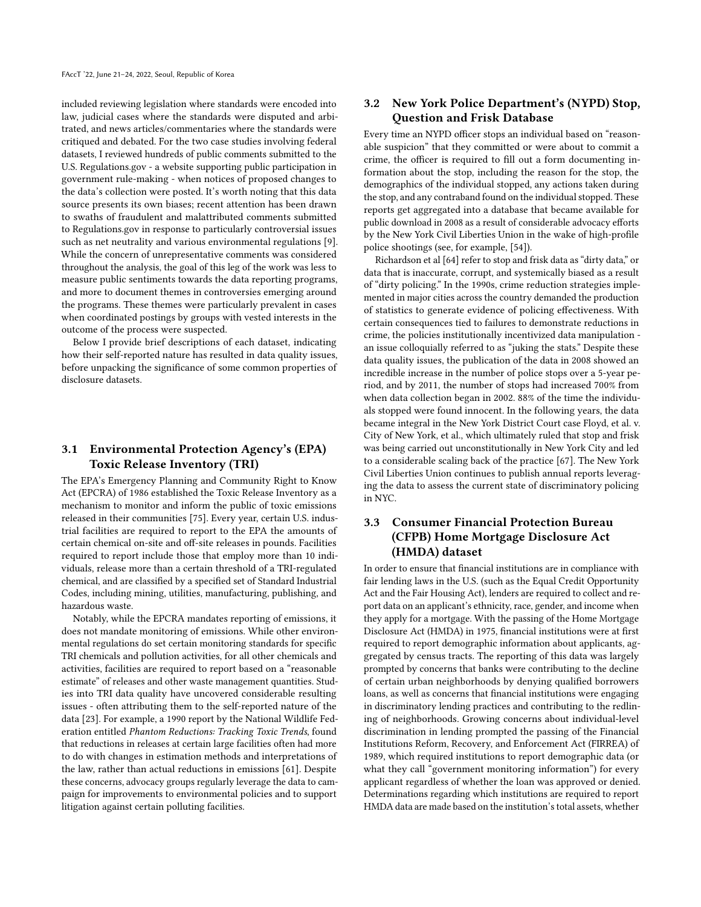included reviewing legislation where standards were encoded into law, judicial cases where the standards were disputed and arbitrated, and news articles/commentaries where the standards were critiqued and debated. For the two case studies involving federal datasets, I reviewed hundreds of public comments submitted to the U.S. Regulations.gov - a website supporting public participation in government rule-making - when notices of proposed changes to the data's collection were posted. It's worth noting that this data source presents its own biases; recent attention has been drawn to swaths of fraudulent and malattributed comments submitted to Regulations.gov in response to particularly controversial issues such as net neutrality and various environmental regulations [9]. While the concern of unrepresentative comments was considered throughout the analysis, the goal of this leg of the work was less to measure public sentiments towards the data reporting programs, and more to document themes in controversies emerging around the programs. These themes were particularly prevalent in cases when coordinated postings by groups with vested interests in the outcome of the process were suspected.

Below I provide brief descriptions of each dataset, indicating how their self-reported nature has resulted in data quality issues, before unpacking the significance of some common properties of disclosure datasets.

### 3.1 Environmental Protection Agency's (EPA) Toxic Release Inventory (TRI)

The EPA's Emergency Planning and Community Right to Know Act (EPCRA) of 1986 established the Toxic Release Inventory as a mechanism to monitor and inform the public of toxic emissions released in their communities [75]. Every year, certain U.S. industrial facilities are required to report to the EPA the amounts of certain chemical on-site and off-site releases in pounds. Facilities required to report include those that employ more than 10 individuals, release more than a certain threshold of a TRI-regulated chemical, and are classified by a specified set of Standard Industrial Codes, including mining, utilities, manufacturing, publishing, and hazardous waste.

Notably, while the EPCRA mandates reporting of emissions, it does not mandate monitoring of emissions. While other environmental regulations do set certain monitoring standards for specific TRI chemicals and pollution activities, for all other chemicals and activities, facilities are required to report based on a "reasonable estimate" of releases and other waste management quantities. Studies into TRI data quality have uncovered considerable resulting issues - often attributing them to the self-reported nature of the data [23]. For example, a 1990 report by the National Wildlife Federation entitled *Phantom Reductions: Tracking Toxic Trends*, found that reductions in releases at certain large facilities often had more to do with changes in estimation methods and interpretations of the law, rather than actual reductions in emissions [61]. Despite these concerns, advocacy groups regularly leverage the data to campaign for improvements to environmental policies and to support litigation against certain polluting facilities.

### 3.2 New York Police Department's (NYPD) Stop, Question and Frisk Database

Every time an NYPD officer stops an individual based on "reasonable suspicion" that they committed or were about to commit a crime, the officer is required to fill out a form documenting information about the stop, including the reason for the stop, the demographics of the individual stopped, any actions taken during the stop, and any contraband found on the individual stopped. These reports get aggregated into a database that became available for public download in 2008 as a result of considerable advocacy efforts by the New York Civil Liberties Union in the wake of high-profile police shootings (see, for example, [54]).

Richardson et al [64] refer to stop and frisk data as "dirty data," or data that is inaccurate, corrupt, and systemically biased as a result of "dirty policing." In the 1990s, crime reduction strategies implemented in major cities across the country demanded the production of statistics to generate evidence of policing effectiveness. With certain consequences tied to failures to demonstrate reductions in crime, the policies institutionally incentivized data manipulation - an issue colloquially referred to as "juking the stats." Despite these data quality issues, the publication of the data in 2008 showed an incredible increase in the number of police stops over a 5-year period, and by 2011, the number of stops had increased 700% from when data collection began in 2002. 88% of the time the individuals stopped were found innocent. In the following years, the data became integral in the New York District Court case Floyd, et al. v. City of New York, et al., which ultimately ruled that stop and frisk was being carried out unconstitutionally in New York City and led to a considerable scaling back of the practice [67]. The New York Civil Liberties Union continues to publish annual reports leveraging the data to assess the current state of discriminatory policing in NYC.

### 3.3 Consumer Financial Protection Bureau (CFPB) Home Mortgage Disclosure Act (HMDA) dataset

In order to ensure that financial institutions are in compliance with fair lending laws in the U.S. (such as the Equal Credit Opportunity Act and the Fair Housing Act), lenders are required to collect and report data on an applicant's ethnicity, race, gender, and income when they apply for a mortgage. With the passing of the Home Mortgage Disclosure Act (HMDA) in 1975, financial institutions were at first required to report demographic information about applicants, aggregated by census tracts. The reporting of this data was largely prompted by concerns that banks were contributing to the decline of certain urban neighborhoods by denying qualified borrowers loans, as well as concerns that financial institutions were engaging in discriminatory lending practices and contributing to the redlining of neighborhoods. Growing concerns about individual-level discrimination in lending prompted the passing of the Financial Institutions Reform, Recovery, and Enforcement Act (FIRREA) of 1989, which required institutions to report demographic data (or what they call "government monitoring information") for every applicant regardless of whether the loan was approved or denied. Determinations regarding which institutions are required to report HMDA data are made based on the institution's total assets, whether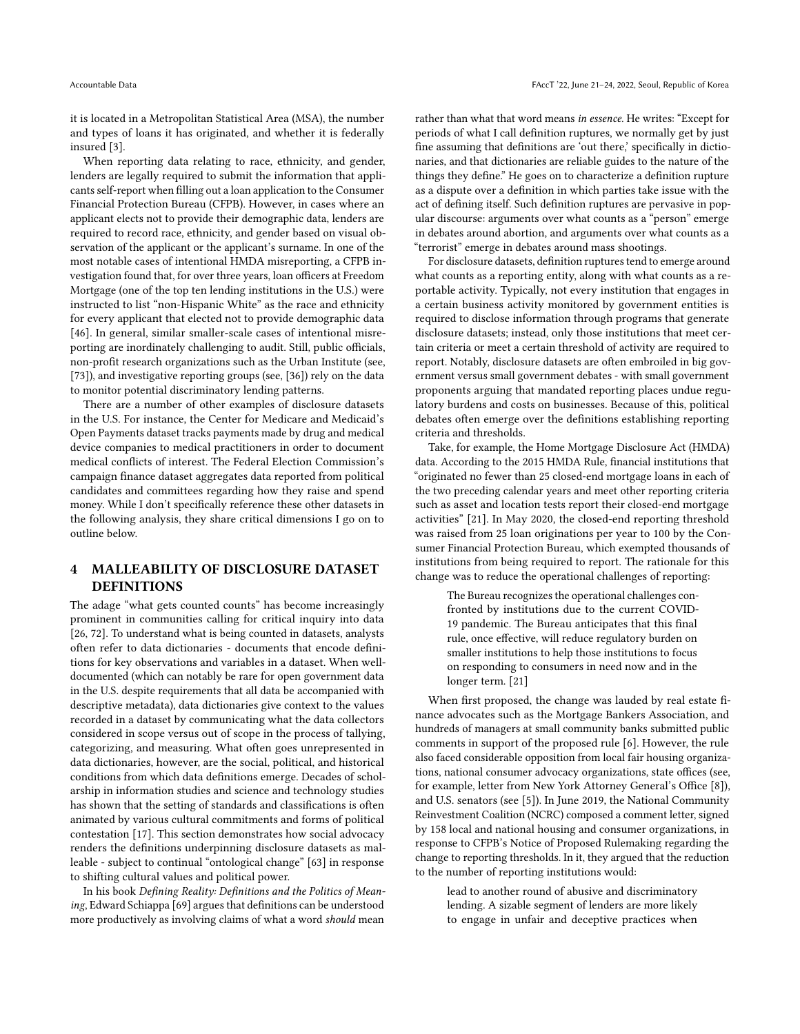it is located in a Metropolitan Statistical Area (MSA), the number and types of loans it has originated, and whether it is federally insured [3].

When reporting data relating to race, ethnicity, and gender, lenders are legally required to submit the information that applicants self-report when filling out a loan application to the Consumer Financial Protection Bureau (CFPB). However, in cases where an applicant elects not to provide their demographic data, lenders are required to record race, ethnicity, and gender based on visual observation of the applicant or the applicant's surname. In one of the most notable cases of intentional HMDA misreporting, a CFPB investigation found that, for over three years, loan officers at Freedom Mortgage (one of the top ten lending institutions in the U.S.) were instructed to list "non-Hispanic White" as the race and ethnicity for every applicant that elected not to provide demographic data [46]. In general, similar smaller-scale cases of intentional misreporting are inordinately challenging to audit. Still, public officials, non-profit research organizations such as the Urban Institute (see, [73]), and investigative reporting groups (see, [36]) rely on the data to monitor potential discriminatory lending patterns.

There are a number of other examples of disclosure datasets in the U.S. For instance, the Center for Medicare and Medicaid's Open Payments dataset tracks payments made by drug and medical device companies to medical practitioners in order to document medical conflicts of interest. The Federal Election Commission's campaign finance dataset aggregates data reported from political candidates and committees regarding how they raise and spend money. While I don't specifically reference these other datasets in the following analysis, they share critical dimensions I go on to outline below.

## 4 MALLEABILITY OF DISCLOSURE DATASET DEFINITIONS

The adage "what gets counted counts" has become increasingly prominent in communities calling for critical inquiry into data [26, 72]. To understand what is being counted in datasets, analysts often refer to data dictionaries - documents that encode definitions for key observations and variables in a dataset. When well-documented (which can notably be rare for open government data in the U.S. despite requirements that all data be accompanied with descriptive metadata), data dictionaries give context to the values recorded in a dataset by communicating what the data collectors considered in scope versus out of scope in the process of tallying, categorizing, and measuring. What often goes unrepresented in data dictionaries, however, are the social, political, and historical conditions from which data definitions emerge. Decades of scholarship in information studies and science and technology studies has shown that the setting of standards and classifications is often animated by various cultural commitments and forms of political contestation [17]. This section demonstrates how social advocacy renders the definitions underpinning disclosure datasets as malleable - subject to continual "ontological change" [63] in response to shifting cultural values and political power.

In his book *Defining Reality: Definitions and the Politics of Meaning*, Edward Schiappa [69] argues that definitions can be understood more productively as involving claims of what a word *should* mean rather than what that word means *in essence*. He writes: "Except for periods of what I call definition ruptures, we normally get by just fine assuming that definitions are 'out there,' specifically in dictionaries, and that dictionaries are reliable guides to the nature of the things they define." He goes on to characterize a definition rupture as a dispute over a definition in which parties take issue with the act of defining itself. Such definition ruptures are pervasive in popular discourse: arguments over what counts as a "person" emerge in debates around abortion, and arguments over what counts as a "terrorist" emerge in debates around mass shootings.

For disclosure datasets, definition ruptures tend to emerge around what counts as a reporting entity, along with what counts as a reportable activity. Typically, not every institution that engages in a certain business activity monitored by government entities is required to disclose information through programs that generate disclosure datasets; instead, only those institutions that meet certain criteria or meet a certain threshold of activity are required to report. Notably, disclosure datasets are often embroiled in big government versus small government debates - with small government proponents arguing that mandated reporting places undue regulatory burdens and costs on businesses. Because of this, political debates often emerge over the definitions establishing reporting criteria and thresholds.

Take, for example, the Home Mortgage Disclosure Act (HMDA) data. According to the 2015 HMDA Rule, financial institutions that "originated no fewer than 25 closed-end mortgage loans in each of the two preceding calendar years and meet other reporting criteria such as asset and location tests report their closed-end mortgage activities" [21]. In May 2020, the closed-end reporting threshold was raised from 25 loan originations per year to 100 by the Consumer Financial Protection Bureau, which exempted thousands of institutions from being required to report. The rationale for this change was to reduce the operational challenges of reporting:

> The Bureau recognizes the operational challenges confronted by institutions due to the current COVID-19 pandemic. The Bureau anticipates that this final rule, once effective, will reduce regulatory burden on smaller institutions to help those institutions to focus on responding to consumers in need now and in the longer term. [21]

When first proposed, the change was lauded by real estate finance advocates such as the Mortgage Bankers Association, and hundreds of managers at small community banks submitted public comments in support of the proposed rule [6]. However, the rule also faced considerable opposition from local fair housing organizations, national consumer advocacy organizations, state offices (see, for example, letter from New York Attorney General's Office [8]), and U.S. senators (see [5]). In June 2019, the National Community Reinvestment Coalition (NCRC) composed a comment letter, signed by 158 local and national housing and consumer organizations, in response to CFPB's Notice of Proposed Rulemaking regarding the change to reporting thresholds. In it, they argued that the reduction to the number of reporting institutions would:

> lead to another round of abusive and discriminatory lending. A sizable segment of lenders are more likely to engage in unfair and deceptive practices when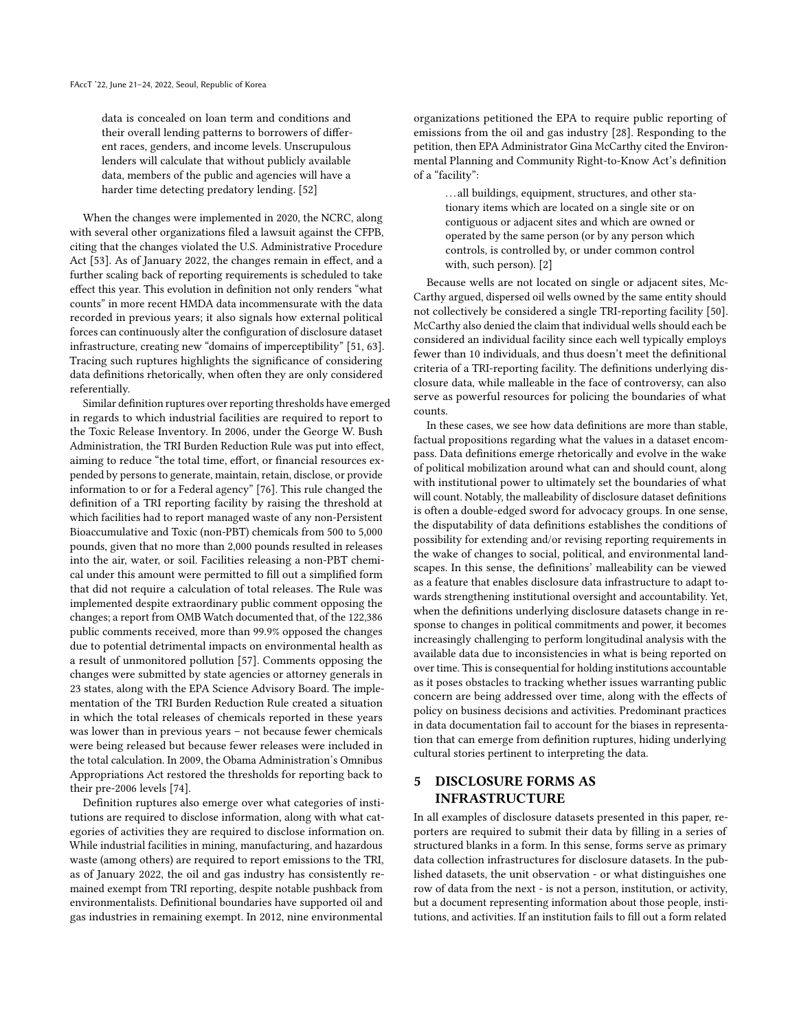> data is concealed on loan term and conditions and their overall lending patterns to borrowers of different races, genders, and income levels. Unscrupulous lenders will calculate that without publicly available data, members of the public and agencies will have a harder time detecting predatory lending. [52]

When the changes were implemented in 2020, the NCRC, along with several other organizations filed a lawsuit against the CFPB, citing that the changes violated the U.S. Administrative Procedure Act [53]. As of January 2022, the changes remain in effect, and a further scaling back of reporting requirements is scheduled to take effect this year. This evolution in definition not only renders "what counts" in more recent HMDA data incommensurate with the data recorded in previous years; it also signals how external political forces can continuously alter the configuration of disclosure dataset infrastructure, creating new "domains of imperceptibility" [51, 63]. Tracing such ruptures highlights the significance of considering data definitions rhetorically, when often they are only considered referentially.

Similar definition ruptures over reporting thresholds have emerged in regards to which industrial facilities are required to report to the Toxic Release Inventory. In 2006, under the George W. Bush Administration, the TRI Burden Reduction Rule was put into effect, aiming to reduce "the total time, effort, or financial resources expended by persons to generate, maintain, retain, disclose, or provide information to or for a Federal agency" [76]. This rule changed the definition of a TRI reporting facility by raising the threshold at which facilities had to report managed waste of any non-Persistent Bioaccumulative and Toxic (non-PBT) chemicals from 500 to 5,000 pounds, given that no more than 2,000 pounds resulted in releases into the air, water, or soil. Facilities releasing a non-PBT chemical under this amount were permitted to fill out a simplified form that did not require a calculation of total releases. The Rule was implemented despite extraordinary public comment opposing the changes; a report from OMB Watch documented that, of the 122,386 public comments received, more than 99.9% opposed the changes due to potential detrimental impacts on environmental health as a result of unmonitored pollution [57]. Comments opposing the changes were submitted by state agencies or attorney generals in 23 states, along with the EPA Science Advisory Board. The implementation of the TRI Burden Reduction Rule created a situation in which the total releases of chemicals reported in these years was lower than in previous years – not because fewer chemicals were being released but because fewer releases were included in the total calculation. In 2009, the Obama Administration's Omnibus Appropriations Act restored the thresholds for reporting back to their pre-2006 levels [74].

Definition ruptures also emerge over what categories of institutions are required to disclose information, along with what categories of activities they are required to disclose information on. While industrial facilities in mining, manufacturing, and hazardous waste (among others) are required to report emissions to the TRI, as of January 2022, the oil and gas industry has consistently remained exempt from TRI reporting, despite notable pushback from environmentalists. Definitional boundaries have supported oil and gas industries in remaining exempt. In 2012, nine environmental organizations petitioned the EPA to require public reporting of emissions from the oil and gas industry [28]. Responding to the petition, then EPA Administrator Gina McCarthy cited the Environmental Planning and Community Right-to-Know Act's definition of a "facility":

> ...all buildings, equipment, structures, and other stationary items which are located on a single site or on contiguous or adjacent sites and which are owned or operated by the same person (or by any person which controls, is controlled by, or under common control with, such person). [2]

Because wells are not located on single or adjacent sites, McCarthy argued, dispersed oil wells owned by the same entity should not collectively be considered a single TRI-reporting facility [50]. McCarthy also denied the claim that individual wells should each be considered an individual facility since each well typically employs fewer than 10 individuals, and thus doesn't meet the definitional criteria of a TRI-reporting facility. The definitions underlying disclosure data, while malleable in the face of controversy, can also serve as powerful resources for policing the boundaries of what counts.

In these cases, we see how data definitions are more than stable, factual propositions regarding what the values in a dataset encompass. Data definitions emerge rhetorically and evolve in the wake of political mobilization around what can and should count, along with institutional power to ultimately set the boundaries of what will count. Notably, the malleability of disclosure dataset definitions is often a double-edged sword for advocacy groups. In one sense, the disputability of data definitions establishes the conditions of possibility for extending and/or revising reporting requirements in the wake of changes to social, political, and environmental landscapes. In this sense, the definitions' malleability can be viewed as a feature that enables disclosure data infrastructure to adapt towards strengthening institutional oversight and accountability. Yet, when the definitions underlying disclosure datasets change in response to changes in political commitments and power, it becomes increasingly challenging to perform longitudinal analysis with the available data due to inconsistencies in what is being reported on over time. This is consequential for holding institutions accountable as it poses obstacles to tracking whether issues warranting public concern are being addressed over time, along with the effects of policy on business decisions and activities. Predominant practices in data documentation fail to account for the biases in representation that can emerge from definition ruptures, hiding underlying cultural stories pertinent to interpreting the data.

## 5 DISCLOSURE FORMS AS INFRASTRUCTURE

In all examples of disclosure datasets presented in this paper, reporters are required to submit their data by filling in a series of structured blanks in a form. In this sense, forms serve as primary data collection infrastructures for disclosure datasets. In the published datasets, the unit observation - or what distinguishes one row of data from the next - is not a person, institution, or activity, but a document representing information about those people, institutions, and activities. If an institution fails to fill out a form related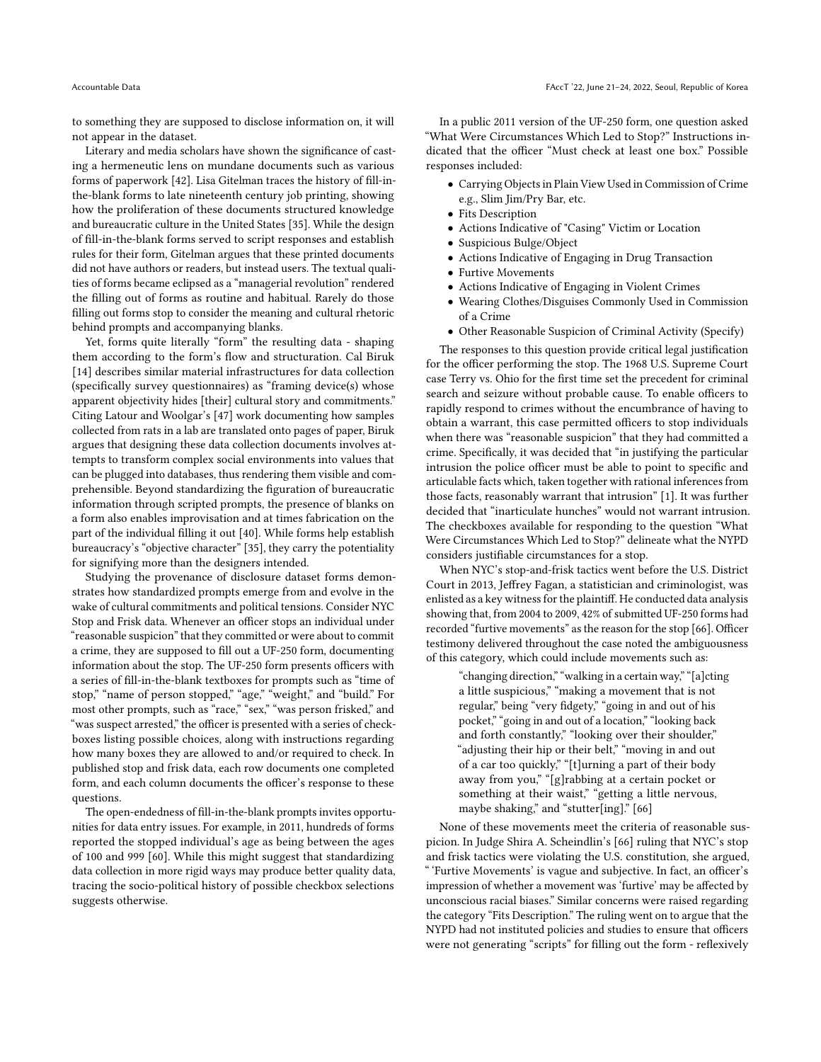to something they are supposed to disclose information on, it will not appear in the dataset.

Literary and media scholars have shown the significance of casting a hermeneutic lens on mundane documents such as various forms of paperwork [42]. Lisa Gitelman traces the history of fill-in-the-blank forms to late nineteenth century job printing, showing how the proliferation of these documents structured knowledge and bureaucratic culture in the United States [35]. While the design of fill-in-the-blank forms served to script responses and establish rules for their form, Gitelman argues that these printed documents did not have authors or readers, but instead users. The textual qualities of forms became eclipsed as a "managerial revolution" rendered the filling out of forms as routine and habitual. Rarely do those filling out forms stop to consider the meaning and cultural rhetoric behind prompts and accompanying blanks.

Yet, forms quite literally "form" the resulting data - shaping them according to the form's flow and structuration. Cal Biruk [14] describes similar material infrastructures for data collection (specifically survey questionnaires) as "framing device(s) whose apparent objectivity hides [their] cultural story and commitments." Citing Latour and Woolgar's [47] work documenting how samples collected from rats in a lab are translated onto pages of paper, Biruk argues that designing these data collection documents involves attempts to transform complex social environments into values that can be plugged into databases, thus rendering them visible and comprehensible. Beyond standardizing the figuration of bureaucratic information through scripted prompts, the presence of blanks on a form also enables improvisation and at times fabrication on the part of the individual filling it out [40]. While forms help establish bureaucracy's "objective character" [35], they carry the potentiality for signifying more than the designers intended.

Studying the provenance of disclosure dataset forms demonstrates how standardized prompts emerge from and evolve in the wake of cultural commitments and political tensions. Consider NYC Stop and Frisk data. Whenever an officer stops an individual under "reasonable suspicion" that they committed or were about to commit a crime, they are supposed to fill out a UF-250 form, documenting information about the stop. The UF-250 form presents officers with a series of fill-in-the-blank textboxes for prompts such as "time of stop," "name of person stopped," "age," "weight," and "build." For most other prompts, such as "race," "sex," "was person frisked," and "was suspect arrested," the officer is presented with a series of checkboxes listing possible choices, along with instructions regarding how many boxes they are allowed to and/or required to check. In published stop and frisk data, each row documents one completed form, and each column documents the officer's response to these questions.

The open-endedness of fill-in-the-blank prompts invites opportunities for data entry issues. For example, in 2011, hundreds of forms reported the stopped individual's age as being between the ages of 100 and 999 [60]. While this might suggest that standardizing data collection in more rigid ways may produce better quality data, tracing the socio-political history of possible checkbox selections suggests otherwise.

In a public 2011 version of the UF-250 form, one question asked "What Were Circumstances Which Led to Stop?" Instructions indicated that the officer "Must check at least one box." Possible responses included:

- Carrying Objects in Plain View Used in Commission of Crime e.g., Slim Jim/Pry Bar, etc.
- Fits Description
- Actions Indicative of "Casing" Victim or Location
- Suspicious Bulge/Object
- Actions Indicative of Engaging in Drug Transaction
- Furtive Movements
- Actions Indicative of Engaging in Violent Crimes
- Wearing Clothes/Disguises Commonly Used in Commission of a Crime
- Other Reasonable Suspicion of Criminal Activity (Specify)

The responses to this question provide critical legal justification for the officer performing the stop. The 1968 U.S. Supreme Court case Terry vs. Ohio for the first time set the precedent for criminal search and seizure without probable cause. To enable officers to rapidly respond to crimes without the encumbrance of having to obtain a warrant, this case permitted officers to stop individuals when there was "reasonable suspicion" that they had committed a crime. Specifically, it was decided that "in justifying the particular intrusion the police officer must be able to point to specific and articulable facts which, taken together with rational inferences from those facts, reasonably warrant that intrusion" [1]. It was further decided that "inarticulate hunches" would not warrant intrusion. The checkboxes available for responding to the question "What Were Circumstances Which Led to Stop?" delineate what the NYPD considers justifiable circumstances for a stop.

When NYC's stop-and-frisk tactics went before the U.S. District Court in 2013, Jeffrey Fagan, a statistician and criminologist, was enlisted as a key witness for the plaintiff. He conducted data analysis showing that, from 2004 to 2009, 42% of submitted UF-250 forms had recorded "furtive movements" as the reason for the stop [66]. Officer testimony delivered throughout the case noted the ambiguousness of this category, which could include movements such as:

> "changing direction," "walking in a certain way," "[a]cting a little suspicious," "making a movement that is not regular," being "very fidgety," "going in and out of his pocket," "going in and out of a location," "looking back and forth constantly," "looking over their shoulder," "adjusting their hip or their belt," "moving in and out of a car too quickly," "[t]urning a part of their body away from you," "[g]rabbing at a certain pocket or something at their waist," "getting a little nervous, maybe shaking," and "stutter[ing]." [66]

None of these movements meet the criteria of reasonable suspicion. In Judge Shira A. Scheindlin's [66] ruling that NYC's stop and frisk tactics were violating the U.S. constitution, she argued, " 'Furtive Movements' is vague and subjective. In fact, an officer's impression of whether a movement was 'furtive' may be affected by unconscious racial biases." Similar concerns were raised regarding the category "Fits Description." The ruling went on to argue that the NYPD had not instituted policies and studies to ensure that officers were not generating "scripts" for filling out the form - reflexively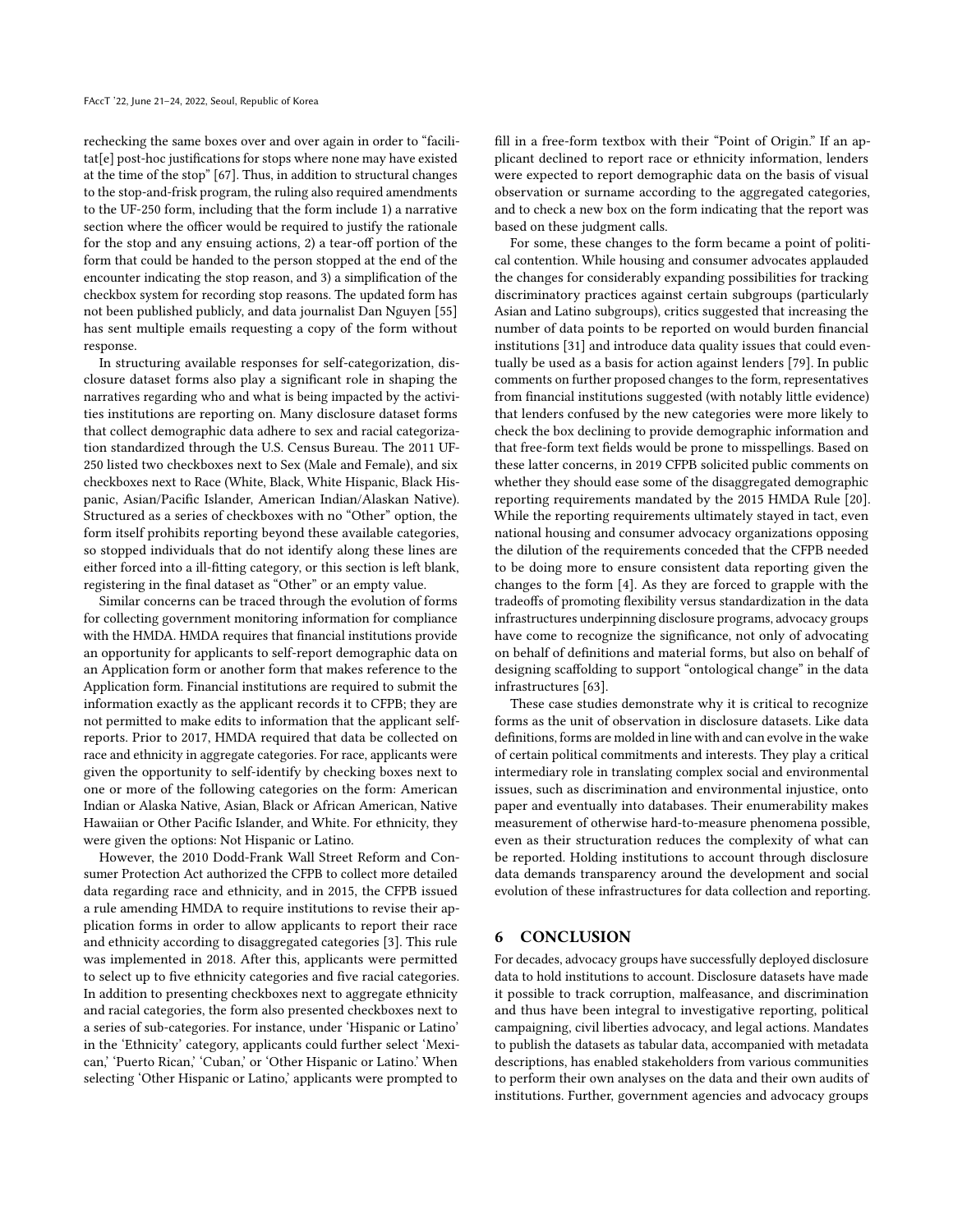rechecking the same boxes over and over again in order to "facilitat[e] post-hoc justifications for stops where none may have existed at the time of the stop" [67]. Thus, in addition to structural changes to the stop-and-frisk program, the ruling also required amendments to the UF-250 form, including that the form include 1) a narrative section where the officer would be required to justify the rationale for the stop and any ensuing actions, 2) a tear-off portion of the form that could be handed to the person stopped at the end of the encounter indicating the stop reason, and 3) a simplification of the checkbox system for recording stop reasons. The updated form has not been published publicly, and data journalist Dan Nguyen [55] has sent multiple emails requesting a copy of the form without response.

In structuring available responses for self-categorization, disclosure dataset forms also play a significant role in shaping the narratives regarding who and what is being impacted by the activities institutions are reporting on. Many disclosure dataset forms that collect demographic data adhere to sex and racial categorization standardized through the U.S. Census Bureau. The 2011 UF-250 listed two checkboxes next to Sex (Male and Female), and six checkboxes next to Race (White, Black, White Hispanic, Black Hispanic, Asian/Pacific Islander, American Indian/Alaskan Native). Structured as a series of checkboxes with no "Other" option, the form itself prohibits reporting beyond these available categories, so stopped individuals that do not identify along these lines are either forced into a ill-fitting category, or this section is left blank, registering in the final dataset as "Other" or an empty value.

Similar concerns can be traced through the evolution of forms for collecting government monitoring information for compliance with the HMDA. HMDA requires that financial institutions provide an opportunity for applicants to self-report demographic data on an Application form or another form that makes reference to the Application form. Financial institutions are required to submit the information exactly as the applicant records it to CFPB; they are not permitted to make edits to information that the applicant self-reports. Prior to 2017, HMDA required that data be collected on race and ethnicity in aggregate categories. For race, applicants were given the opportunity to self-identify by checking boxes next to one or more of the following categories on the form: American Indian or Alaska Native, Asian, Black or African American, Native Hawaiian or Other Pacific Islander, and White. For ethnicity, they were given the options: Not Hispanic or Latino.

However, the 2010 Dodd-Frank Wall Street Reform and Consumer Protection Act authorized the CFPB to collect more detailed data regarding race and ethnicity, and in 2015, the CFPB issued a rule amending HMDA to require institutions to revise their application forms in order to allow applicants to report their race and ethnicity according to disaggregated categories [3]. This rule was implemented in 2018. After this, applicants were permitted to select up to five ethnicity categories and five racial categories. In addition to presenting checkboxes next to aggregate ethnicity and racial categories, the form also presented checkboxes next to a series of sub-categories. For instance, under 'Hispanic or Latino' in the 'Ethnicity' category, applicants could further select 'Mexican,' 'Puerto Rican,' 'Cuban,' or 'Other Hispanic or Latino.' When selecting 'Other Hispanic or Latino,' applicants were prompted to fill in a free-form textbox with their "Point of Origin." If an applicant declined to report race or ethnicity information, lenders were expected to report demographic data on the basis of visual observation or surname according to the aggregated categories, and to check a new box on the form indicating that the report was based on these judgment calls.

For some, these changes to the form became a point of political contention. While housing and consumer advocates applauded the changes for considerably expanding possibilities for tracking discriminatory practices against certain subgroups (particularly Asian and Latino subgroups), critics suggested that increasing the number of data points to be reported on would burden financial institutions [31] and introduce data quality issues that could eventually be used as a basis for action against lenders [79]. In public comments on further proposed changes to the form, representatives from financial institutions suggested (with notably little evidence) that lenders confused by the new categories were more likely to check the box declining to provide demographic information and that free-form text fields would be prone to misspellings. Based on these latter concerns, in 2019 CFPB solicited public comments on whether they should ease some of the disaggregated demographic reporting requirements mandated by the 2015 HMDA Rule [20]. While the reporting requirements ultimately stayed in tact, even national housing and consumer advocacy organizations opposing the dilution of the requirements conceded that the CFPB needed to be doing more to ensure consistent data reporting given the changes to the form [4]. As they are forced to grapple with the tradeoffs of promoting flexibility versus standardization in the data infrastructures underpinning disclosure programs, advocacy groups have come to recognize the significance, not only of advocating on behalf of definitions and material forms, but also on behalf of designing scaffolding to support "ontological change" in the data infrastructures [63].

These case studies demonstrate why it is critical to recognize forms as the unit of observation in disclosure datasets. Like data definitions, forms are molded in line with and can evolve in the wake of certain political commitments and interests. They play a critical intermediary role in translating complex social and environmental issues, such as discrimination and environmental injustice, onto paper and eventually into databases. Their enumerability makes measurement of otherwise hard-to-measure phenomena possible, even as their structuration reduces the complexity of what can be reported. Holding institutions to account through disclosure data demands transparency around the development and social evolution of these infrastructures for data collection and reporting.

## 6 CONCLUSION

For decades, advocacy groups have successfully deployed disclosure data to hold institutions to account. Disclosure datasets have made it possible to track corruption, malfeasance, and discrimination and thus have been integral to investigative reporting, political campaigning, civil liberties advocacy, and legal actions. Mandates to publish the datasets as tabular data, accompanied with metadata descriptions, has enabled stakeholders from various communities to perform their own analyses on the data and their own audits of institutions. Further, government agencies and advocacy groups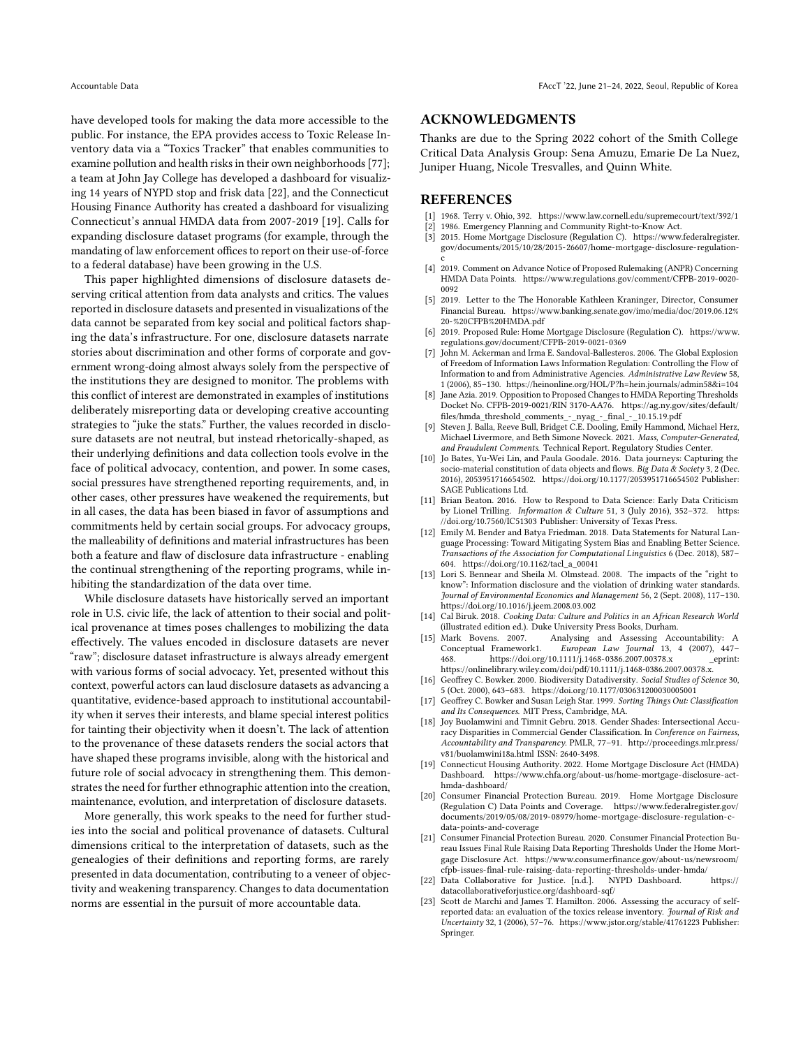have developed tools for making the data more accessible to the public. For instance, the EPA provides access to Toxic Release Inventory data via a "Toxics Tracker" that enables communities to examine pollution and health risks in their own neighborhoods [77]; a team at John Jay College has developed a dashboard for visualizing 14 years of NYPD stop and frisk data [22], and the Connecticut Housing Finance Authority has created a dashboard for visualizing Connecticut's annual HMDA data from 2007-2019 [19]. Calls for expanding disclosure dataset programs (for example, through the mandating of law enforcement offices to report on their use-of-force to a federal database) have been growing in the U.S.

This paper highlighted dimensions of disclosure datasets deserving critical attention from data analysts and critics. The values reported in disclosure datasets and presented in visualizations of the data cannot be separated from key social and political factors shaping the data's infrastructure. For one, disclosure datasets narrate stories about discrimination and other forms of corporate and government wrong-doing almost always solely from the perspective of the institutions they are designed to monitor. The problems with this conflict of interest are demonstrated in examples of institutions deliberately misreporting data or developing creative accounting strategies to "juke the stats." Further, the values recorded in disclosure datasets are not neutral, but instead rhetorically-shaped, as their underlying definitions and data collection tools evolve in the face of political advocacy, contention, and power. In some cases, social pressures have strengthened reporting requirements, and, in other cases, other pressures have weakened the requirements, but in all cases, the data has been biased in favor of assumptions and commitments held by certain social groups. For advocacy groups, the malleability of definitions and material infrastructures has been both a feature and flaw of disclosure data infrastructure - enabling the continual strengthening of the reporting programs, while inhibiting the standardization of the data over time.

While disclosure datasets have historically served an important role in U.S. civic life, the lack of attention to their social and political provenance at times poses challenges to mobilizing the data effectively. The values encoded in disclosure datasets are never "raw"; disclosure dataset infrastructure is always already emergent with various forms of social advocacy. Yet, presented without this context, powerful actors can laud disclosure datasets as advancing a quantitative, evidence-based approach to institutional accountability when it serves their interests, and blame special interest politics for tainting their objectivity when it doesn't. The lack of attention to the provenance of these datasets renders the social actors that have shaped these programs invisible, along with the historical and future role of social advocacy in strengthening them. This demonstrates the need for further ethnographic attention into the creation, maintenance, evolution, and interpretation of disclosure datasets.

More generally, this work speaks to the need for further studies into the social and political provenance of datasets. Cultural dimensions critical to the interpretation of datasets, such as the genealogies of their definitions and reporting forms, are rarely presented in data documentation, contributing to a veneer of objectivity and weakening transparency. Changes to data documentation norms are essential in the pursuit of more accountable data.

## ACKNOWLEDGMENTS

Thanks are due to the Spring 2022 cohort of the Smith College Critical Data Analysis Group: Sena Amuzu, Emarie De La Nuez, Juniper Huang, Nicole Tresvalles, and Quinn White.

## REFERENCES

- [1] 1968. Terry v. Ohio, 392. https://www.law.cornell.edu/supremecourt/text/392/1
- [2] 1986. Emergency Planning and Community Right-to-Know Act.
- [3] 2015. Home Mortgage Disclosure (Regulation C). https://www.federalregister.gov/documents/2015/10/28/2015-26607/home-mortgage-disclosure-regulation-c
- [4] 2019. Comment on Advance Notice of Proposed Rulemaking (ANPR) Concerning HMDA Data Points. https://www.regulations.gov/comment/CFPB-2019-0020-0092
- [5] 2019. Letter to the The Honorable Kathleen Kraninger, Director, Consumer Financial Bureau. https://www.banking.senate.gov/imo/media/doc/2019.06.12%20-%20CFPB%20HMDA.pdf
- [6] 2019. Proposed Rule: Home Mortgage Disclosure (Regulation C). https://www.regulations.gov/document/CFPB-2019-0021-0369
- [7] John M. Ackerman and Irma E. Sandoval-Ballesteros. 2006. The Global Explosion of Freedom of Information Laws Information Regulation: Controlling the Flow of Information to and from Administrative Agencies. *Administrative Law Review* 58, 1 (2006), 85–130. https://heinonline.org/HOL/P?h=hein.journals/admin58&i=104
- [8] Jane Azia. 2019. Opposition to Proposed Changes to HMDA Reporting Thresholds Docket No. CFPB-2019-0021/RIN 3170-AA76. https://ag.ny.gov/sites/default/files/hmda_threshold_comments_-_nyag_-_final_-_10.15.19.pdf
- [9] Steven J. Balla, Reeve Bull, Bridget C.E. Dooling, Emily Hammond, Michael Herz, Michael Livermore, and Beth Simone Noveck. 2021. *Mass, Computer-Generated, and Fraudulent Comments.* Technical Report. Regulatory Studies Center.
- [10] Jo Bates, Yu-Wei Lin, and Paula Goodale. 2016. Data journeys: Capturing the socio-material constitution of data objects and flows. *Big Data & Society* 3, 2 (Dec. 2016), 2053951716654502. https://doi.org/10.1177/2053951716654502 Publisher: SAGE Publications Ltd.
- [11] Brian Beaton. 2016. How to Respond to Data Science: Early Data Criticism by Lionel Trilling. *Information & Culture* 51, 3 (July 2016), 352–372. https://doi.org/10.7560/IC51303 Publisher: University of Texas Press.
- [12] Emily M. Bender and Batya Friedman. 2018. Data Statements for Natural Language Processing: Toward Mitigating System Bias and Enabling Better Science. *Transactions of the Association for Computational Linguistics* 6 (Dec. 2018), 587–604. https://doi.org/10.1162/tacl_a_00041
- [13] Lori S. Bennear and Sheila M. Olmstead. 2008. The impacts of the "right to know": Information disclosure and the violation of drinking water standards. *Journal of Environmental Economics and Management* 56, 2 (Sept. 2008), 117–130. https://doi.org/10.1016/j.jeem.2008.03.002
- [14] Cal Biruk. 2018. *Cooking Data: Culture and Politics in an African Research World* (illustrated edition ed.). Duke University Press Books, Durham.
- [15] Mark Bovens. 2007. Analysing and Assessing Accountability: A Conceptual Framework1. *European Law Journal* 13, 4 (2007), 447–468. https://doi.org/10.1111/j.1468-0386.2007.00378.x _eprint: https://onlinelibrary.wiley.com/doi/pdf/10.1111/j.1468-0386.2007.00378.x.
- [16] Geoffrey C. Bowker. 2000. Biodiversity Datadiversity. *Social Studies of Science* 30, 5 (Oct. 2000), 643–683. https://doi.org/10.1177/030631200030005001
- [17] Geoffrey C. Bowker and Susan Leigh Star. 1999. *Sorting Things Out: Classification and Its Consequences.* MIT Press, Cambridge, MA.
- [18] Joy Buolamwini and Timnit Gebru. 2018. Gender Shades: Intersectional Accuracy Disparities in Commercial Gender Classification. In *Conference on Fairness, Accountability and Transparency.* PMLR, 77–91. http://proceedings.mlr.press/v81/buolamwini18a.html ISSN: 2640-3498.
- [19] Connecticut Housing Authority. 2022. Home Mortgage Disclosure Act (HMDA) Dashboard. https://www.chfa.org/about-us/home-mortgage-disclosure-act-hmda-dashboard/
- [20] Consumer Financial Protection Bureau. 2019. Home Mortgage Disclosure (Regulation C) Data Points and Coverage. https://www.federalregister.gov/documents/2019/05/08/2019-08979/home-mortgage-disclosure-regulation-c-data-points-and-coverage
- [21] Consumer Financial Protection Bureau. 2020. Consumer Financial Protection Bureau Issues Final Rule Raising Data Reporting Thresholds Under the Home Mortgage Disclosure Act. https://www.consumerfinance.gov/about-us/newsroom/cfpb-issues-final-rule-raising-data-reporting-thresholds-under-hmda/
- [22] Data Collaborative for Justice. [n.d.]. NYPD Dashboard. https://datacollaborativeforjustice.org/dashboard-sqf/
- [23] Scott de Marchi and James T. Hamilton. 2006. Assessing the accuracy of self-reported data: an evaluation of the toxics release inventory. *Journal of Risk and Uncertainty* 32, 1 (2006), 57–76. https://www.jstor.org/stable/41761223 Publisher: Springer.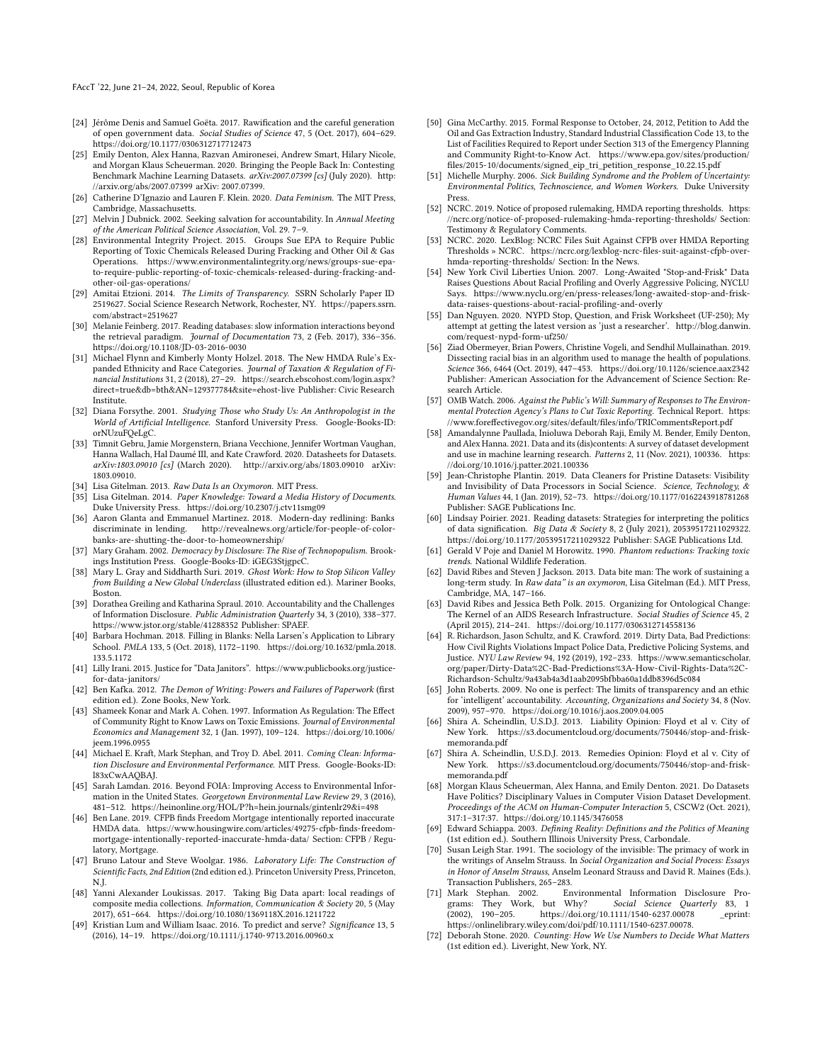- [24] Jérôme Denis and Samuel Goëta. 2017. Rawification and the careful generation of open government data. *Social Studies of Science* 47, 5 (Oct. 2017), 604–629. https://doi.org/10.1177/0306312717712473
- [25] Emily Denton, Alex Hanna, Razvan Amironesei, Andrew Smart, Hilary Nicole, and Morgan Klaus Scheuerman. 2020. Bringing the People Back In: Contesting Benchmark Machine Learning Datasets. *arXiv:2007.07399 [cs]* (July 2020). http://arxiv.org/abs/2007.07399 arXiv: 2007.07399.
- [26] Catherine D'Ignazio and Lauren F. Klein. 2020. *Data Feminism*. The MIT Press, Cambridge, Massachusetts.
- [27] Melvin J Dubnick. 2002. Seeking salvation for accountability. In *Annual Meeting of the American Political Science Association*, Vol. 29. 7–9.
- [28] Environmental Integrity Project. 2015. Groups Sue EPA to Require Public Reporting of Toxic Chemicals Released During Fracking and Other Oil & Gas Operations. https://www.environmentalintegrity.org/news/groups-sue-epa-to-require-public-reporting-of-toxic-chemicals-released-during-fracking-and-other-oil-gas-operations/
- [29] Amitai Etzioni. 2014. *The Limits of Transparency*. SSRN Scholarly Paper ID 2519627. Social Science Research Network, Rochester, NY. https://papers.ssrn.com/abstract=2519627
- [30] Melanie Feinberg. 2017. Reading databases: slow information interactions beyond the retrieval paradigm. *Journal of Documentation* 73, 2 (Feb. 2017), 336–356. https://doi.org/10.1108/JD-03-2016-0030
- [31] Michael Flynn and Kimberly Monty Holzel. 2018. The New HMDA Rule's Expanded Ethnicity and Race Categories. *Journal of Taxation & Regulation of Financial Institutions* 31, 2 (2018), 27–29. https://search.ebscohost.com/login.aspx?direct=true&db=bth&AN=129377784&site=ehost-live Publisher: Civic Research Institute.
- [32] Diana Forsythe. 2001. *Studying Those who Study Us: An Anthropologist in the World of Artificial Intelligence*. Stanford University Press. Google-Books-ID: orNUzuFQeLgC.
- [33] Timnit Gebru, Jamie Morgenstern, Briana Vecchione, Jennifer Wortman Vaughan, Hanna Wallach, Hal Daumé III, and Kate Crawford. 2020. Datasheets for Datasets. *arXiv:1803.09010 [cs]* (March 2020). http://arxiv.org/abs/1803.09010 arXiv: 1803.09010.
- [34] Lisa Gitelman. 2013. *Raw Data Is an Oxymoron*. MIT Press.
- [35] Lisa Gitelman. 2014. *Paper Knowledge: Toward a Media History of Documents*. Duke University Press. https://doi.org/10.2307/j.ctv11smg09
- [36] Aaron Glanta and Emmanuel Martinez. 2018. Modern-day redlining: Banks discriminate in lending. http://revealnews.org/article/for-people-of-color-banks-are-shutting-the-door-to-homeownership/
- [37] Mary Graham. 2002. *Democracy by Disclosure: The Rise of Technopopulism*. Brookings Institution Press. Google-Books-ID: iGEG3StjgpcC.
- [38] Mary L. Gray and Siddharth Suri. 2019. *Ghost Work: How to Stop Silicon Valley from Building a New Global Underclass* (illustrated edition ed.). Mariner Books, Boston.
- [39] Dorathea Greiling and Katharina Spraul. 2010. Accountability and the Challenges of Information Disclosure. *Public Administration Quarterly* 34, 3 (2010), 338–377. https://www.jstor.org/stable/41288352 Publisher: SPAEF.
- [40] Barbara Hochman. 2018. Filling in Blanks: Nella Larsen's Application to Library School. *PMLA* 133, 5 (Oct. 2018), 1172–1190. https://doi.org/10.1632/pmla.2018.133.5.1172
- [41] Lilly Irani. 2015. Justice for "Data Janitors". https://www.publicbooks.org/justice-for-data-janitors/
- [42] Ben Kafka. 2012. *The Demon of Writing: Powers and Failures of Paperwork* (first edition ed.). Zone Books, New York.
- [43] Shameek Konar and Mark A. Cohen. 1997. Information As Regulation: The Effect of Community Right to Know Laws on Toxic Emissions. *Journal of Environmental Economics and Management* 32, 1 (Jan. 1997), 109–124. https://doi.org/10.1006/jeem.1996.0955
- [44] Michael E. Kraft, Mark Stephan, and Troy D. Abel. 2011. *Coming Clean: Information Disclosure and Environmental Performance*. MIT Press. Google-Books-ID: l83xCwAAQBAJ.
- [45] Sarah Lamdan. 2016. Beyond FOIA: Improving Access to Environmental Information in the United States. *Georgetown Environmental Law Review* 29, 3 (2016), 481–512. https://heinonline.org/HOL/P?h=hein.journals/gintenlr29&i=498
- [46] Ben Lane. 2019. CFPB finds Freedom Mortgage intentionally reported inaccurate HMDA data. https://www.housingwire.com/articles/49275-cfpb-finds-freedom-mortgage-intentionally-reported-inaccurate-hmda-data/ Section: CFPB / Regulatory, Mortgage.
- [47] Bruno Latour and Steve Woolgar. 1986. *Laboratory Life: The Construction of Scientific Facts, 2nd Edition* (2nd edition ed.). Princeton University Press, Princeton, N.J.
- [48] Yanni Alexander Loukissas. 2017. Taking Big Data apart: local readings of composite media collections. *Information, Communication & Society* 20, 5 (May 2017), 651–664. https://doi.org/10.1080/1369118X.2016.1211722
- [49] Kristian Lum and William Isaac. 2016. To predict and serve? *Significance* 13, 5 (2016), 14–19. https://doi.org/10.1111/j.1740-9713.2016.00960.x
- [50] Gina McCarthy. 2015. Formal Response to October, 24, 2012, Petition to Add the Oil and Gas Extraction Industry, Standard Industrial Classification Code 13, to the List of Facilities Required to Report under Section 313 of the Emergency Planning and Community Right-to-Know Act. https://www.epa.gov/sites/production/files/2015-10/documents/signed_eip_tri_petition_response_10.22.15.pdf
- [51] Michelle Murphy. 2006. *Sick Building Syndrome and the Problem of Uncertainty: Environmental Politics, Technoscience, and Women Workers*. Duke University Press.
- [52] NCRC. 2019. Notice of proposed rulemaking, HMDA reporting thresholds. https://ncrc.org/notice-of-proposed-rulemaking-hmda-reporting-thresholds/ Section: Testimony & Regulatory Comments.
- [53] NCRC. 2020. LexBlog: NCRC Files Suit Against CFPB over HMDA Reporting Thresholds » NCRC. https://ncrc.org/lexblog-ncrc-files-suit-against-cfpb-over-hmda-reporting-thresholds/ Section: In the News.
- [54] New York Civil Liberties Union. 2007. Long-Awaited "Stop-and-Frisk" Data Raises Questions About Racial Profiling and Overly Aggressive Policing, NYCLU Says. https://www.nyclu.org/en/press-releases/long-awaited-stop-and-frisk-data-raises-questions-about-racial-profiling-and-overly
- [55] Dan Nguyen. 2020. NYPD Stop, Question, and Frisk Worksheet (UF-250); My attempt at getting the latest version as 'just a researcher'. http://blog.danwin.com/request-nypd-form-uf250/
- [56] Ziad Obermeyer, Brian Powers, Christine Vogeli, and Sendhil Mullainathan. 2019. Dissecting racial bias in an algorithm used to manage the health of populations. *Science* 366, 6464 (Oct. 2019), 447–453. https://doi.org/10.1126/science.aax2342 Publisher: American Association for the Advancement of Science Section: Research Article.
- [57] OMB Watch. 2006. *Against the Public's Will: Summary of Responses to The Environmental Protection Agency's Plans to Cut Toxic Reporting*. Technical Report. https://www.foreffectivegov.org/sites/default/files/info/TRICommentsReport.pdf
- [58] Amandalynne Paullada, Inioluwa Deborah Raji, Emily M. Bender, Emily Denton, and Alex Hanna. 2021. Data and its (dis)contents: A survey of dataset development and use in machine learning research. *Patterns* 2, 11 (Nov. 2021), 100336. https://doi.org/10.1016/j.patter.2021.100336
- [59] Jean-Christophe Plantin. 2019. Data Cleaners for Pristine Datasets: Visibility and Invisibility of Data Processors in Social Science. *Science, Technology, & Human Values* 44, 1 (Jan. 2019), 52–73. https://doi.org/10.1177/0162243918781268 Publisher: SAGE Publications Inc.
- [60] Lindsay Poirier. 2021. Reading datasets: Strategies for interpreting the politics of data signification. *Big Data & Society* 8, 2 (July 2021), 20539517211029322. https://doi.org/10.1177/20539517211029322 Publisher: SAGE Publications Ltd.
- [61] Gerald V Poje and Daniel M Horowitz. 1990. *Phantom reductions: Tracking toxic trends*. National Wildlife Federation.
- [62] David Ribes and Steven J Jackson. 2013. Data bite man: The work of sustaining a long-term study. In *Raw data" is an oxymoron*, Lisa Gitelman (Ed.). MIT Press, Cambridge, MA, 147–166.
- [63] David Ribes and Jessica Beth Polk. 2015. Organizing for Ontological Change: The Kernel of an AIDS Research Infrastructure. *Social Studies of Science* 45, 2 (April 2015), 214–241. https://doi.org/10.1177/0306312714558136
- [64] R. Richardson, Jason Schultz, and K. Crawford. 2019. Dirty Data, Bad Predictions: How Civil Rights Violations Impact Police Data, Predictive Policing Systems, and Justice. *NYU Law Review* 94, 192 (2019), 192–233. https://www.semanticscholar.org/paper/Dirty-Data%2C-Bad-Predictions%3A-How-Civil-Rights-Data%2C-Richardson-Schultz/9a43ab4a3d1aab2095bfbba60a1ddb8396d5c084
- [65] John Roberts. 2009. No one is perfect: The limits of transparency and an ethic for 'intelligent' accountability. *Accounting, Organizations and Society* 34, 8 (Nov. 2009), 957–970. https://doi.org/10.1016/j.aos.2009.04.005
- [66] Shira A. Scheindlin, U.S.D.J. 2013. Liability Opinion: Floyd et al v. City of New York. https://s3.documentcloud.org/documents/750446/stop-and-frisk-memoranda.pdf
- [67] Shira A. Scheindlin, U.S.D.J. 2013. Remedies Opinion: Floyd et al v. City of New York. https://s3.documentcloud.org/documents/750446/stop-and-frisk-memoranda.pdf
- [68] Morgan Klaus Scheuerman, Alex Hanna, and Emily Denton. 2021. Do Datasets Have Politics? Disciplinary Values in Computer Vision Dataset Development. *Proceedings of the ACM on Human-Computer Interaction* 5, CSCW2 (Oct. 2021), 317:1–317:37. https://doi.org/10.1145/3476058
- [69] Edward Schiappa. 2003. *Defining Reality: Definitions and the Politics of Meaning* (1st edition ed.). Southern Illinois University Press, Carbondale.
- [70] Susan Leigh Star. 1991. The sociology of the invisible: The primacy of work in the writings of Anselm Strauss. In *Social Organization and Social Process: Essays in Honor of Anselm Strauss*, Anselm Leonard Strauss and David R. Maines (Eds.). Transaction Publishers, 265–283.
- [71] Mark Stephan. 2002. Environmental Information Disclosure Programs: They Work, but Why? *Social Science Quarterly* 83, 1 (2002), 190–205. https://doi.org/10.1111/1540-6237.00078 _eprint: https://onlinelibrary.wiley.com/doi/pdf/10.1111/1540-6237.00078.
- [72] Deborah Stone. 2020. *Counting: How We Use Numbers to Decide What Matters* (1st edition ed.). Liveright, New York, NY.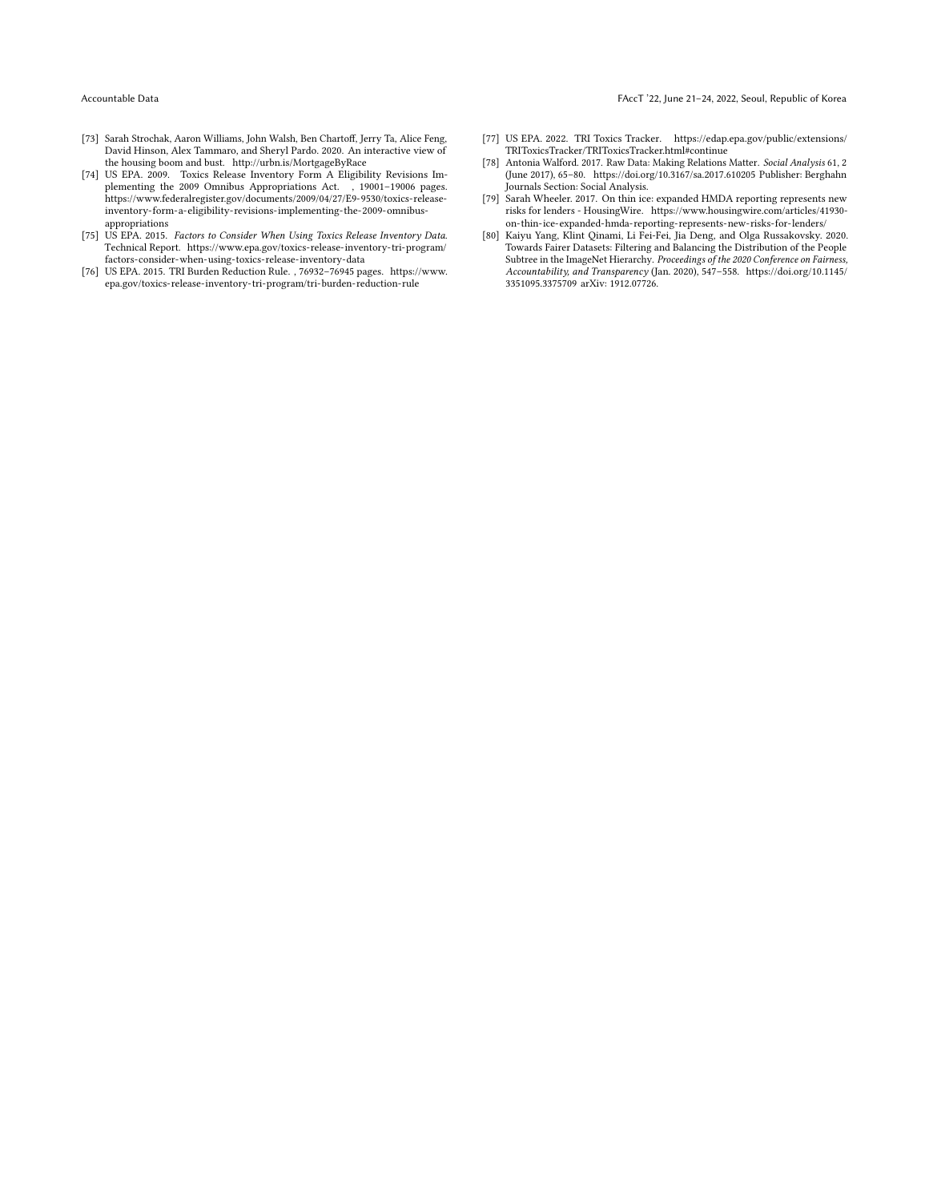[73] Sarah Strochak, Aaron Williams, John Walsh, Ben Chartoff, Jerry Ta, Alice Feng, David Hinson, Alex Tammaro, and Sheryl Pardo. 2020. An interactive view of the housing boom and bust. http://urbn.is/MortgageByRace

[74] US EPA. 2009. Toxics Release Inventory Form A Eligibility Revisions Implementing the 2009 Omnibus Appropriations Act. , 19001–19006 pages. https://www.federalregister.gov/documents/2009/04/27/E9-9530/toxics-release-inventory-form-a-eligibility-revisions-implementing-the-2009-omnibus-appropriations

[75] US EPA. 2015. *Factors to Consider When Using Toxics Release Inventory Data.* Technical Report. https://www.epa.gov/toxics-release-inventory-tri-program/factors-consider-when-using-toxics-release-inventory-data

[76] US EPA. 2015. TRI Burden Reduction Rule. , 76932–76945 pages. https://www.epa.gov/toxics-release-inventory-tri-program/tri-burden-reduction-rule

[77] US EPA. 2022. TRI Toxics Tracker. https://edap.epa.gov/public/extensions/TRIToxicsTracker/TRIToxicsTracker.html#continue

[78] Antonia Walford. 2017. Raw Data: Making Relations Matter. *Social Analysis* 61, 2 (June 2017), 65–80. https://doi.org/10.3167/sa.2017.610205 Publisher: Berghahn Journals Section: Social Analysis.

[79] Sarah Wheeler. 2017. On thin ice: expanded HMDA reporting represents new risks for lenders - HousingWire. https://www.housingwire.com/articles/41930-on-thin-ice-expanded-hmda-reporting-represents-new-risks-for-lenders/

[80] Kaiyu Yang, Klint Qinami, Li Fei-Fei, Jia Deng, and Olga Russakovsky. 2020. Towards Fairer Datasets: Filtering and Balancing the Distribution of the People Subtree in the ImageNet Hierarchy. *Proceedings of the 2020 Conference on Fairness, Accountability, and Transparency* (Jan. 2020), 547–558. https://doi.org/10.1145/3351095.3375709 arXiv: 1912.07726.